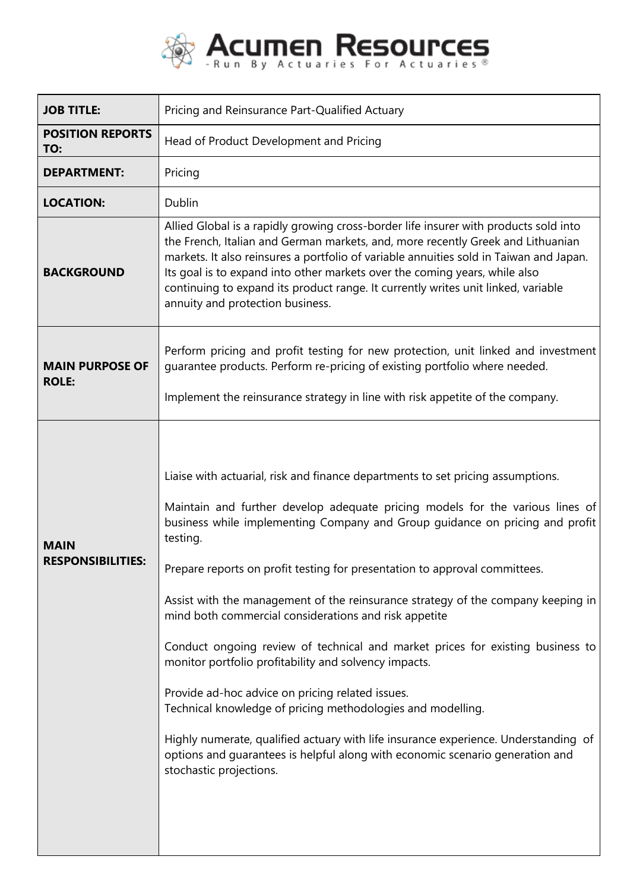# Acumen Resources

-Run By Actuaries For Actuaries®

| | |
|---|---|
| **JOB TITLE:** | Pricing and Reinsurance Part-Qualified Actuary |
| **POSITION REPORTS TO:** | Head of Product Development and Pricing |
| **DEPARTMENT:** | Pricing |
| **LOCATION:** | Dublin |
| **BACKGROUND** | Allied Global is a rapidly growing cross-border life insurer with products sold into the French, Italian and German markets, and, more recently Greek and Lithuanian markets. It also reinsures a portfolio of variable annuities sold in Taiwan and Japan. Its goal is to expand into other markets over the coming years, while also continuing to expand its product range. It currently writes unit linked, variable annuity and protection business. |
| **MAIN PURPOSE OF ROLE:** | Perform pricing and profit testing for new protection, unit linked and investment guarantee products. Perform re-pricing of existing portfolio where needed.<br><br>Implement the reinsurance strategy in line with risk appetite of the company. |
| **MAIN RESPONSIBILITIES:** | Liaise with actuarial, risk and finance departments to set pricing assumptions.<br><br>Maintain and further develop adequate pricing models for the various lines of business while implementing Company and Group guidance on pricing and profit testing.<br><br>Prepare reports on profit testing for presentation to approval committees.<br><br>Assist with the management of the reinsurance strategy of the company keeping in mind both commercial considerations and risk appetite<br><br>Conduct ongoing review of technical and market prices for existing business to monitor portfolio profitability and solvency impacts.<br><br>Provide ad-hoc advice on pricing related issues.<br>Technical knowledge of pricing methodologies and modelling.<br><br>Highly numerate, qualified actuary with life insurance experience. Understanding of options and guarantees is helpful along with economic scenario generation and stochastic projections. |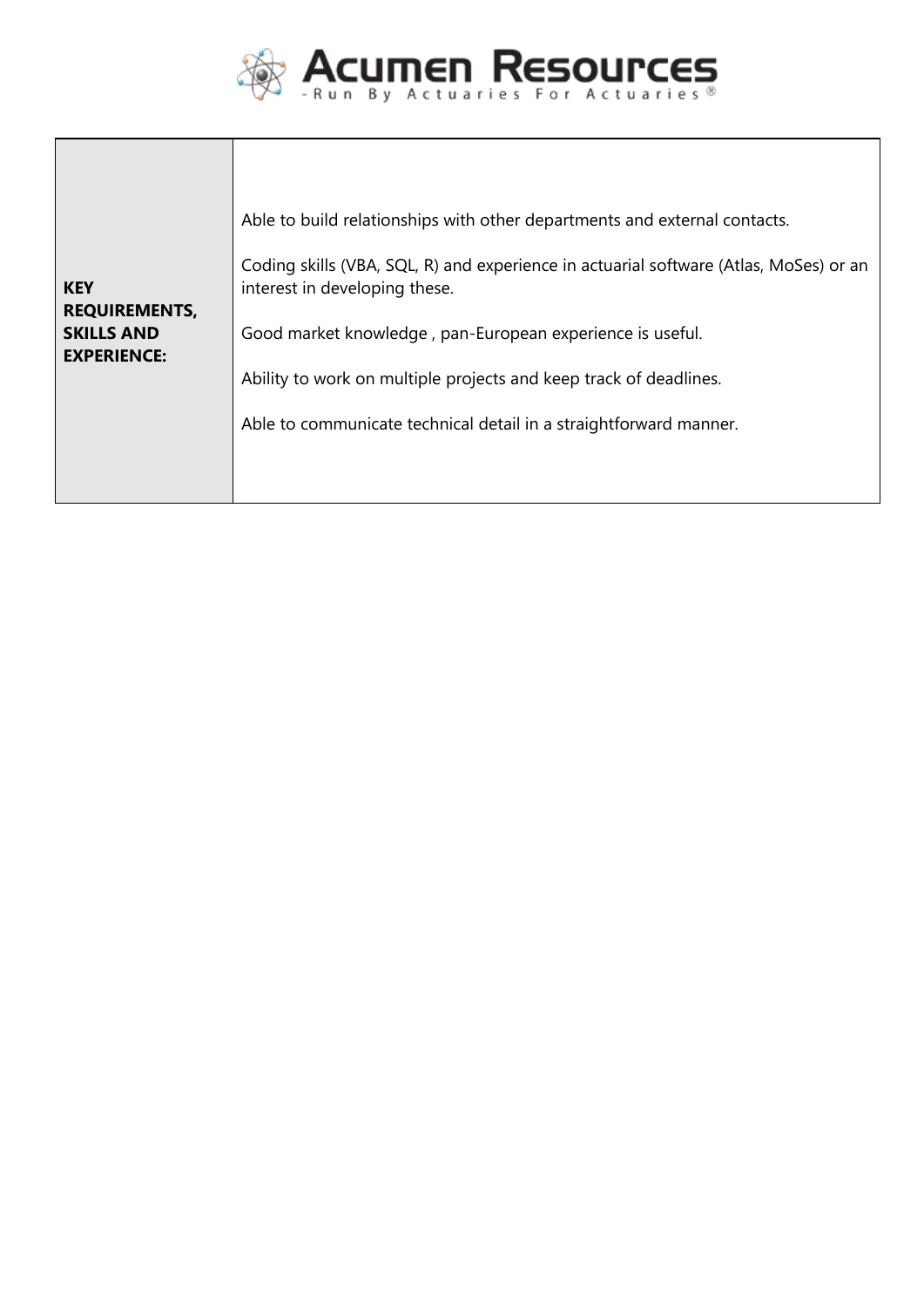| | |
|---|---|
| **KEY REQUIREMENTS, SKILLS AND EXPERIENCE:** | Able to build relationships with other departments and external contacts.<br><br>Coding skills (VBA, SQL, R) and experience in actuarial software (Atlas, MoSes) or an interest in developing these.<br><br>Good market knowledge , pan-European experience is useful.<br><br>Ability to work on multiple projects and keep track of deadlines.<br><br>Able to communicate technical detail in a straightforward manner. |